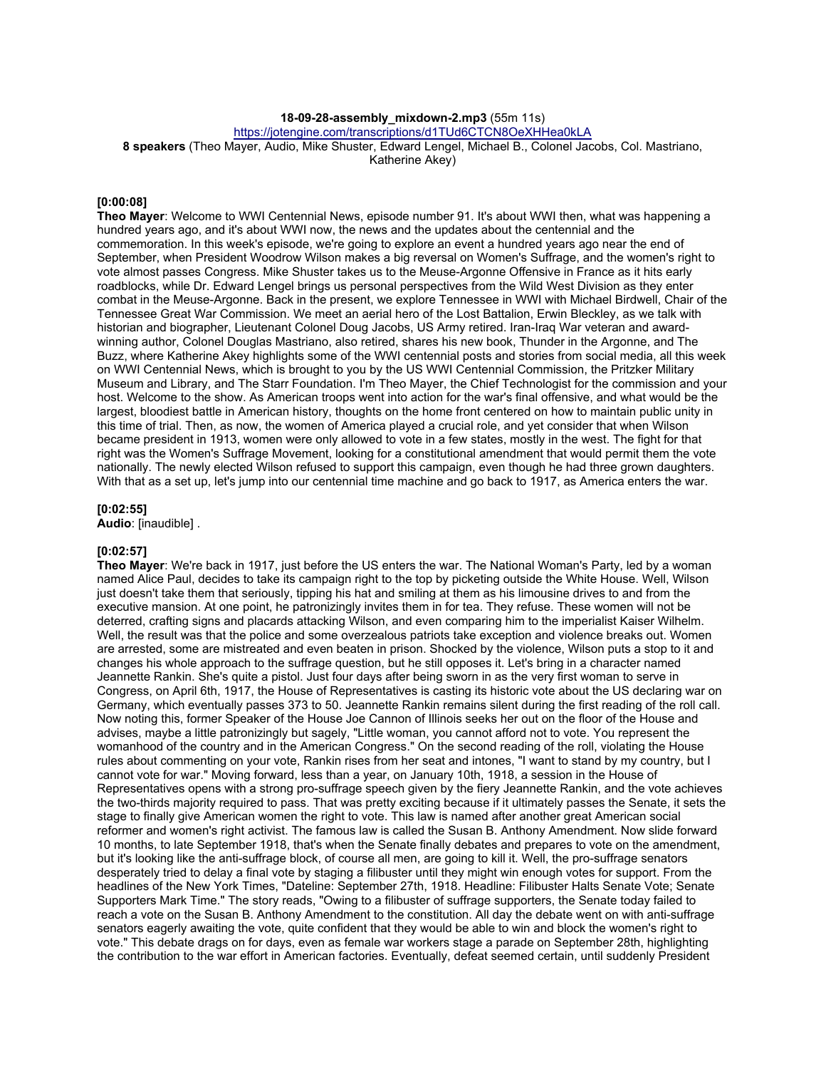**18-09-28-assembly_mixdown-2.mp3** (55m 11s)
https://jotengine.com/transcriptions/d1TUd6CTCN8OeXHHea0kLA
**8 speakers** (Theo Mayer, Audio, Mike Shuster, Edward Lengel, Michael B., Colonel Jacobs, Col. Mastriano, Katherine Akey)

**[0:00:08]**
**Theo Mayer**: Welcome to WWI Centennial News, episode number 91. It's about WWI then, what was happening a hundred years ago, and it's about WWI now, the news and the updates about the centennial and the commemoration. In this week's episode, we're going to explore an event a hundred years ago near the end of September, when President Woodrow Wilson makes a big reversal on Women's Suffrage, and the women's right to vote almost passes Congress. Mike Shuster takes us to the Meuse-Argonne Offensive in France as it hits early roadblocks, while Dr. Edward Lengel brings us personal perspectives from the Wild West Division as they enter combat in the Meuse-Argonne. Back in the present, we explore Tennessee in WWI with Michael Birdwell, Chair of the Tennessee Great War Commission. We meet an aerial hero of the Lost Battalion, Erwin Bleckley, as we talk with historian and biographer, Lieutenant Colonel Doug Jacobs, US Army retired. Iran-Iraq War veteran and award-winning author, Colonel Douglas Mastriano, also retired, shares his new book, Thunder in the Argonne, and The Buzz, where Katherine Akey highlights some of the WWI centennial posts and stories from social media, all this week on WWI Centennial News, which is brought to you by the US WWI Centennial Commission, the Pritzker Military Museum and Library, and The Starr Foundation. I'm Theo Mayer, the Chief Technologist for the commission and your host. Welcome to the show. As American troops went into action for the war's final offensive, and what would be the largest, bloodiest battle in American history, thoughts on the home front centered on how to maintain public unity in this time of trial. Then, as now, the women of America played a crucial role, and yet consider that when Wilson became president in 1913, women were only allowed to vote in a few states, mostly in the west. The fight for that right was the Women's Suffrage Movement, looking for a constitutional amendment that would permit them the vote nationally. The newly elected Wilson refused to support this campaign, even though he had three grown daughters. With that as a set up, let's jump into our centennial time machine and go back to 1917, as America enters the war.

**[0:02:55]**
**Audio**: [inaudible] .

**[0:02:57]**
**Theo Mayer**: We're back in 1917, just before the US enters the war. The National Woman's Party, led by a woman named Alice Paul, decides to take its campaign right to the top by picketing outside the White House. Well, Wilson just doesn't take them that seriously, tipping his hat and smiling at them as his limousine drives to and from the executive mansion. At one point, he patronizingly invites them in for tea. They refuse. These women will not be deterred, crafting signs and placards attacking Wilson, and even comparing him to the imperialist Kaiser Wilhelm. Well, the result was that the police and some overzealous patriots take exception and violence breaks out. Women are arrested, some are mistreated and even beaten in prison. Shocked by the violence, Wilson puts a stop to it and changes his whole approach to the suffrage question, but he still opposes it. Let's bring in a character named Jeannette Rankin. She's quite a pistol. Just four days after being sworn in as the very first woman to serve in Congress, on April 6th, 1917, the House of Representatives is casting its historic vote about the US declaring war on Germany, which eventually passes 373 to 50. Jeannette Rankin remains silent during the first reading of the roll call. Now noting this, former Speaker of the House Joe Cannon of Illinois seeks her out on the floor of the House and advises, maybe a little patronizingly but sagely, "Little woman, you cannot afford not to vote. You represent the womanhood of the country and in the American Congress." On the second reading of the roll, violating the House rules about commenting on your vote, Rankin rises from her seat and intones, "I want to stand by my country, but I cannot vote for war." Moving forward, less than a year, on January 10th, 1918, a session in the House of Representatives opens with a strong pro-suffrage speech given by the fiery Jeannette Rankin, and the vote achieves the two-thirds majority required to pass. That was pretty exciting because if it ultimately passes the Senate, it sets the stage to finally give American women the right to vote. This law is named after another great American social reformer and women's right activist. The famous law is called the Susan B. Anthony Amendment. Now slide forward 10 months, to late September 1918, that's when the Senate finally debates and prepares to vote on the amendment, but it's looking like the anti-suffrage block, of course all men, are going to kill it. Well, the pro-suffrage senators desperately tried to delay a final vote by staging a filibuster until they might win enough votes for support. From the headlines of the New York Times, "Dateline: September 27th, 1918. Headline: Filibuster Halts Senate Vote; Senate Supporters Mark Time." The story reads, "Owing to a filibuster of suffrage supporters, the Senate today failed to reach a vote on the Susan B. Anthony Amendment to the constitution. All day the debate went on with anti-suffrage senators eagerly awaiting the vote, quite confident that they would be able to win and block the women's right to vote." This debate drags on for days, even as female war workers stage a parade on September 28th, highlighting the contribution to the war effort in American factories. Eventually, defeat seemed certain, until suddenly President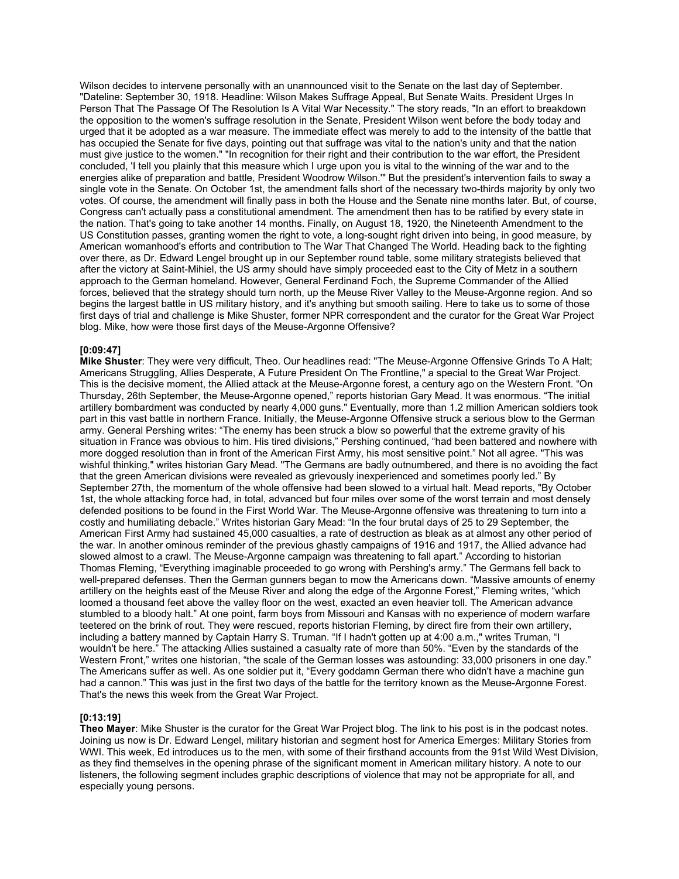Wilson decides to intervene personally with an unannounced visit to the Senate on the last day of September. "Dateline: September 30, 1918. Headline: Wilson Makes Suffrage Appeal, But Senate Waits. President Urges In Person That The Passage Of The Resolution Is A Vital War Necessity." The story reads, "In an effort to breakdown the opposition to the women's suffrage resolution in the Senate, President Wilson went before the body today and urged that it be adopted as a war measure. The immediate effect was merely to add to the intensity of the battle that has occupied the Senate for five days, pointing out that suffrage was vital to the nation's unity and that the nation must give justice to the women." "In recognition for their right and their contribution to the war effort, the President concluded, 'I tell you plainly that this measure which I urge upon you is vital to the winning of the war and to the energies alike of preparation and battle, President Woodrow Wilson.'" But the president's intervention fails to sway a single vote in the Senate. On October 1st, the amendment falls short of the necessary two-thirds majority by only two votes. Of course, the amendment will finally pass in both the House and the Senate nine months later. But, of course, Congress can't actually pass a constitutional amendment. The amendment then has to be ratified by every state in the nation. That's going to take another 14 months. Finally, on August 18, 1920, the Nineteenth Amendment to the US Constitution passes, granting women the right to vote, a long-sought right driven into being, in good measure, by American womanhood's efforts and contribution to The War That Changed The World. Heading back to the fighting over there, as Dr. Edward Lengel brought up in our September round table, some military strategists believed that after the victory at Saint-Mihiel, the US army should have simply proceeded east to the City of Metz in a southern approach to the German homeland. However, General Ferdinand Foch, the Supreme Commander of the Allied forces, believed that the strategy should turn north, up the Meuse River Valley to the Meuse-Argonne region. And so begins the largest battle in US military history, and it's anything but smooth sailing. Here to take us to some of those first days of trial and challenge is Mike Shuster, former NPR correspondent and the curator for the Great War Project blog. Mike, how were those first days of the Meuse-Argonne Offensive?

**[0:09:47]**

**Mike Shuster**: They were very difficult, Theo. Our headlines read: "The Meuse-Argonne Offensive Grinds To A Halt; Americans Struggling, Allies Desperate, A Future President On The Frontline," a special to the Great War Project. This is the decisive moment, the Allied attack at the Meuse-Argonne forest, a century ago on the Western Front. "On Thursday, 26th September, the Meuse-Argonne opened," reports historian Gary Mead. It was enormous. "The initial artillery bombardment was conducted by nearly 4,000 guns." Eventually, more than 1.2 million American soldiers took part in this vast battle in northern France. Initially, the Meuse-Argonne Offensive struck a serious blow to the German army. General Pershing writes: "The enemy has been struck a blow so powerful that the extreme gravity of his situation in France was obvious to him. His tired divisions," Pershing continued, "had been battered and nowhere with more dogged resolution than in front of the American First Army, his most sensitive point." Not all agree. "This was wishful thinking," writes historian Gary Mead. "The Germans are badly outnumbered, and there is no avoiding the fact that the green American divisions were revealed as grievously inexperienced and sometimes poorly led." By September 27th, the momentum of the whole offensive had been slowed to a virtual halt. Mead reports, "By October 1st, the whole attacking force had, in total, advanced but four miles over some of the worst terrain and most densely defended positions to be found in the First World War. The Meuse-Argonne offensive was threatening to turn into a costly and humiliating debacle." Writes historian Gary Mead: "In the four brutal days of 25 to 29 September, the American First Army had sustained 45,000 casualties, a rate of destruction as bleak as at almost any other period of the war. In another ominous reminder of the previous ghastly campaigns of 1916 and 1917, the Allied advance had slowed almost to a crawl. The Meuse-Argonne campaign was threatening to fall apart." According to historian Thomas Fleming, "Everything imaginable proceeded to go wrong with Pershing's army." The Germans fell back to well-prepared defenses. Then the German gunners began to mow the Americans down. "Massive amounts of enemy artillery on the heights east of the Meuse River and along the edge of the Argonne Forest," Fleming writes, "which loomed a thousand feet above the valley floor on the west, exacted an even heavier toll. The American advance stumbled to a bloody halt." At one point, farm boys from Missouri and Kansas with no experience of modern warfare teetered on the brink of rout. They were rescued, reports historian Fleming, by direct fire from their own artillery, including a battery manned by Captain Harry S. Truman. "If I hadn't gotten up at 4:00 a.m.," writes Truman, "I wouldn't be here." The attacking Allies sustained a casualty rate of more than 50%. "Even by the standards of the Western Front," writes one historian, "the scale of the German losses was astounding: 33,000 prisoners in one day." The Americans suffer as well. As one soldier put it, "Every goddamn German there who didn't have a machine gun had a cannon." This was just in the first two days of the battle for the territory known as the Meuse-Argonne Forest. That's the news this week from the Great War Project.

**[0:13:19]**

**Theo Mayer**: Mike Shuster is the curator for the Great War Project blog. The link to his post is in the podcast notes. Joining us now is Dr. Edward Lengel, military historian and segment host for America Emerges: Military Stories from WWI. This week, Ed introduces us to the men, with some of their firsthand accounts from the 91st Wild West Division, as they find themselves in the opening phrase of the significant moment in American military history. A note to our listeners, the following segment includes graphic descriptions of violence that may not be appropriate for all, and especially young persons.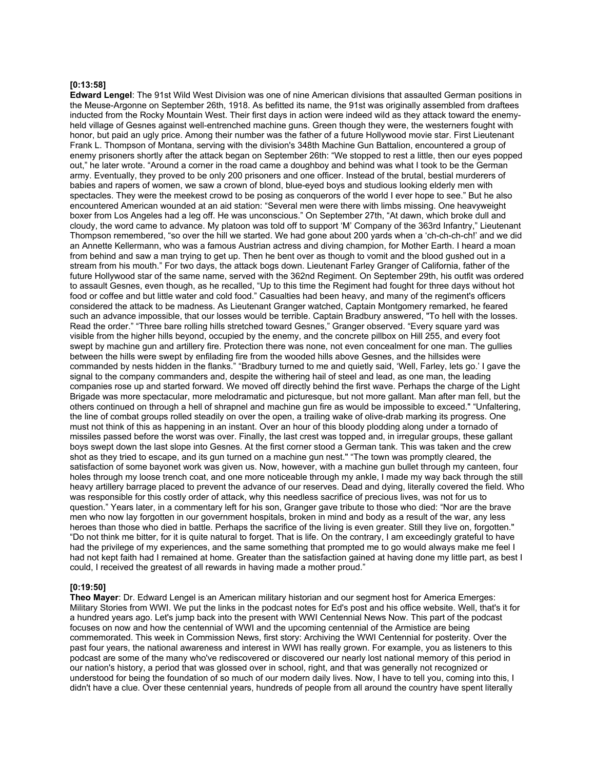**[0:13:58]**

**Edward Lengel**: The 91st Wild West Division was one of nine American divisions that assaulted German positions in the Meuse-Argonne on September 26th, 1918. As befitted its name, the 91st was originally assembled from draftees inducted from the Rocky Mountain West. Their first days in action were indeed wild as they attack toward the enemy-held village of Gesnes against well-entrenched machine guns. Green though they were, the westerners fought with honor, but paid an ugly price. Among their number was the father of a future Hollywood movie star. First Lieutenant Frank L. Thompson of Montana, serving with the division's 348th Machine Gun Battalion, encountered a group of enemy prisoners shortly after the attack began on September 26th: "We stopped to rest a little, then our eyes popped out," he later wrote. "Around a corner in the road came a doughboy and behind was what I took to be the German army. Eventually, they proved to be only 200 prisoners and one officer. Instead of the brutal, bestial murderers of babies and rapers of women, we saw a crown of blond, blue-eyed boys and studious looking elderly men with spectacles. They were the meekest crowd to be posing as conquerors of the world I ever hope to see." But he also encountered American wounded at an aid station: "Several men were there with limbs missing. One heavyweight boxer from Los Angeles had a leg off. He was unconscious." On September 27th, "At dawn, which broke dull and cloudy, the word came to advance. My platoon was told off to support 'M' Company of the 363rd Infantry," Lieutenant Thompson remembered, "so over the hill we started. We had gone about 200 yards when a 'ch-ch-ch-ch!' and we did an Annette Kellermann, who was a famous Austrian actress and diving champion, for Mother Earth. I heard a moan from behind and saw a man trying to get up. Then he bent over as though to vomit and the blood gushed out in a stream from his mouth." For two days, the attack bogs down. Lieutenant Farley Granger of California, father of the future Hollywood star of the same name, served with the 362nd Regiment. On September 29th, his outfit was ordered to assault Gesnes, even though, as he recalled, "Up to this time the Regiment had fought for three days without hot food or coffee and but little water and cold food." Casualties had been heavy, and many of the regiment's officers considered the attack to be madness. As Lieutenant Granger watched, Captain Montgomery remarked, he feared such an advance impossible, that our losses would be terrible. Captain Bradbury answered, "To hell with the losses. Read the order." "Three bare rolling hills stretched toward Gesnes," Granger observed. "Every square yard was visible from the higher hills beyond, occupied by the enemy, and the concrete pillbox on Hill 255, and every foot swept by machine gun and artillery fire. Protection there was none, not even concealment for one man. The gullies between the hills were swept by enfilading fire from the wooded hills above Gesnes, and the hillsides were commanded by nests hidden in the flanks." "Bradbury turned to me and quietly said, 'Well, Farley, lets go.' I gave the signal to the company commanders and, despite the withering hail of steel and lead, as one man, the leading companies rose up and started forward. We moved off directly behind the first wave. Perhaps the charge of the Light Brigade was more spectacular, more melodramatic and picturesque, but not more gallant. Man after man fell, but the others continued on through a hell of shrapnel and machine gun fire as would be impossible to exceed." "Unfaltering, the line of combat groups rolled steadily on over the open, a trailing wake of olive-drab marking its progress. One must not think of this as happening in an instant. Over an hour of this bloody plodding along under a tornado of missiles passed before the worst was over. Finally, the last crest was topped and, in irregular groups, these gallant boys swept down the last slope into Gesnes. At the first corner stood a German tank. This was taken and the crew shot as they tried to escape, and its gun turned on a machine gun nest." "The town was promptly cleared, the satisfaction of some bayonet work was given us. Now, however, with a machine gun bullet through my canteen, four holes through my loose trench coat, and one more noticeable through my ankle, I made my way back through the still heavy artillery barrage placed to prevent the advance of our reserves. Dead and dying, literally covered the field. Who was responsible for this costly order of attack, why this needless sacrifice of precious lives, was not for us to question." Years later, in a commentary left for his son, Granger gave tribute to those who died: "Nor are the brave men who now lay forgotten in our government hospitals, broken in mind and body as a result of the war, any less heroes than those who died in battle. Perhaps the sacrifice of the living is even greater. Still they live on, forgotten." "Do not think me bitter, for it is quite natural to forget. That is life. On the contrary, I am exceedingly grateful to have had the privilege of my experiences, and the same something that prompted me to go would always make me feel I had not kept faith had I remained at home. Greater than the satisfaction gained at having done my little part, as best I could, I received the greatest of all rewards in having made a mother proud."

**[0:19:50]**

**Theo Mayer**: Dr. Edward Lengel is an American military historian and our segment host for America Emerges: Military Stories from WWI. We put the links in the podcast notes for Ed's post and his office website. Well, that's it for a hundred years ago. Let's jump back into the present with WWI Centennial News Now. This part of the podcast focuses on now and how the centennial of WWI and the upcoming centennial of the Armistice are being commemorated. This week in Commission News, first story: Archiving the WWI Centennial for posterity. Over the past four years, the national awareness and interest in WWI has really grown. For example, you as listeners to this podcast are some of the many who've rediscovered or discovered our nearly lost national memory of this period in our nation's history, a period that was glossed over in school, right, and that was generally not recognized or understood for being the foundation of so much of our modern daily lives. Now, I have to tell you, coming into this, I didn't have a clue. Over these centennial years, hundreds of people from all around the country have spent literally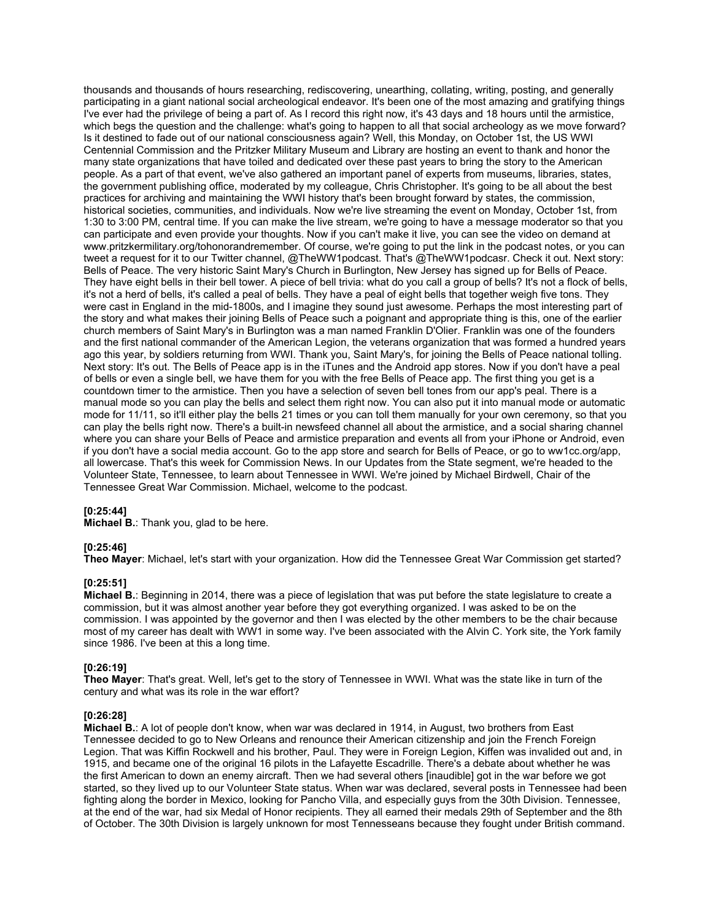thousands and thousands of hours researching, rediscovering, unearthing, collating, writing, posting, and generally participating in a giant national social archeological endeavor. It's been one of the most amazing and gratifying things I've ever had the privilege of being a part of. As I record this right now, it's 43 days and 18 hours until the armistice, which begs the question and the challenge: what's going to happen to all that social archeology as we move forward? Is it destined to fade out of our national consciousness again? Well, this Monday, on October 1st, the US WWI Centennial Commission and the Pritzker Military Museum and Library are hosting an event to thank and honor the many state organizations that have toiled and dedicated over these past years to bring the story to the American people. As a part of that event, we've also gathered an important panel of experts from museums, libraries, states, the government publishing office, moderated by my colleague, Chris Christopher. It's going to be all about the best practices for archiving and maintaining the WWI history that's been brought forward by states, the commission, historical societies, communities, and individuals. Now we're live streaming the event on Monday, October 1st, from 1:30 to 3:00 PM, central time. If you can make the live stream, we're going to have a message moderator so that you can participate and even provide your thoughts. Now if you can't make it live, you can see the video on demand at www.pritzkermilitary.org/tohonorandremember. Of course, we're going to put the link in the podcast notes, or you can tweet a request for it to our Twitter channel, @TheWW1podcast. That's @TheWW1podcasr. Check it out. Next story: Bells of Peace. The very historic Saint Mary's Church in Burlington, New Jersey has signed up for Bells of Peace. They have eight bells in their bell tower. A piece of bell trivia: what do you call a group of bells? It's not a flock of bells, it's not a herd of bells, it's called a peal of bells. They have a peal of eight bells that together weigh five tons. They were cast in England in the mid-1800s, and I imagine they sound just awesome. Perhaps the most interesting part of the story and what makes their joining Bells of Peace such a poignant and appropriate thing is this, one of the earlier church members of Saint Mary's in Burlington was a man named Franklin D'Olier. Franklin was one of the founders and the first national commander of the American Legion, the veterans organization that was formed a hundred years ago this year, by soldiers returning from WWI. Thank you, Saint Mary's, for joining the Bells of Peace national tolling. Next story: It's out. The Bells of Peace app is in the iTunes and the Android app stores. Now if you don't have a peal of bells or even a single bell, we have them for you with the free Bells of Peace app. The first thing you get is a countdown timer to the armistice. Then you have a selection of seven bell tones from our app's peal. There is a manual mode so you can play the bells and select them right now. You can also put it into manual mode or automatic mode for 11/11, so it'll either play the bells 21 times or you can toll them manually for your own ceremony, so that you can play the bells right now. There's a built-in newsfeed channel all about the armistice, and a social sharing channel where you can share your Bells of Peace and armistice preparation and events all from your iPhone or Android, even if you don't have a social media account. Go to the app store and search for Bells of Peace, or go to ww1cc.org/app, all lowercase. That's this week for Commission News. In our Updates from the State segment, we're headed to the Volunteer State, Tennessee, to learn about Tennessee in WWI. We're joined by Michael Birdwell, Chair of the Tennessee Great War Commission. Michael, welcome to the podcast.

**[0:25:44]**
**Michael B.**: Thank you, glad to be here.

**[0:25:46]**
**Theo Mayer**: Michael, let's start with your organization. How did the Tennessee Great War Commission get started?

**[0:25:51]**
**Michael B.**: Beginning in 2014, there was a piece of legislation that was put before the state legislature to create a commission, but it was almost another year before they got everything organized. I was asked to be on the commission. I was appointed by the governor and then I was elected by the other members to be the chair because most of my career has dealt with WW1 in some way. I've been associated with the Alvin C. York site, the York family since 1986. I've been at this a long time.

**[0:26:19]**
**Theo Mayer**: That's great. Well, let's get to the story of Tennessee in WWI. What was the state like in turn of the century and what was its role in the war effort?

**[0:26:28]**
**Michael B.**: A lot of people don't know, when war was declared in 1914, in August, two brothers from East Tennessee decided to go to New Orleans and renounce their American citizenship and join the French Foreign Legion. That was Kiffin Rockwell and his brother, Paul. They were in Foreign Legion, Kiffen was invalided out and, in 1915, and became one of the original 16 pilots in the Lafayette Escadrille. There's a debate about whether he was the first American to down an enemy aircraft. Then we had several others [inaudible] got in the war before we got started, so they lived up to our Volunteer State status. When war was declared, several posts in Tennessee had been fighting along the border in Mexico, looking for Pancho Villa, and especially guys from the 30th Division. Tennessee, at the end of the war, had six Medal of Honor recipients. They all earned their medals 29th of September and the 8th of October. The 30th Division is largely unknown for most Tennesseans because they fought under British command.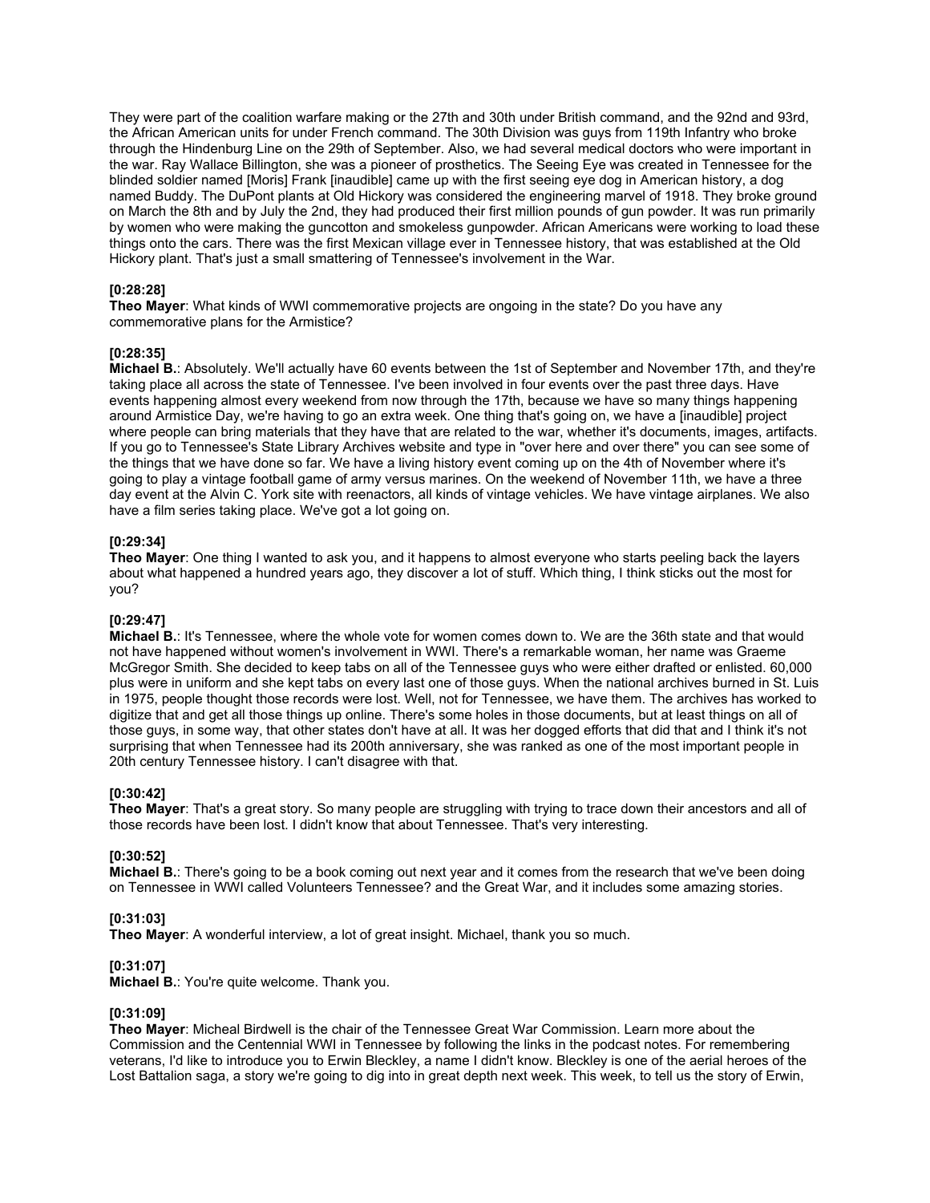They were part of the coalition warfare making or the 27th and 30th under British command, and the 92nd and 93rd, the African American units for under French command. The 30th Division was guys from 119th Infantry who broke through the Hindenburg Line on the 29th of September. Also, we had several medical doctors who were important in the war. Ray Wallace Billington, she was a pioneer of prosthetics. The Seeing Eye was created in Tennessee for the blinded soldier named [Moris] Frank [inaudible] came up with the first seeing eye dog in American history, a dog named Buddy. The DuPont plants at Old Hickory was considered the engineering marvel of 1918. They broke ground on March the 8th and by July the 2nd, they had produced their first million pounds of gun powder. It was run primarily by women who were making the guncotton and smokeless gunpowder. African Americans were working to load these things onto the cars. There was the first Mexican village ever in Tennessee history, that was established at the Old Hickory plant. That's just a small smattering of Tennessee's involvement in the War.

**[0:28:28]**
**Theo Mayer**: What kinds of WWI commemorative projects are ongoing in the state? Do you have any commemorative plans for the Armistice?

**[0:28:35]**
**Michael B.**: Absolutely. We'll actually have 60 events between the 1st of September and November 17th, and they're taking place all across the state of Tennessee. I've been involved in four events over the past three days. Have events happening almost every weekend from now through the 17th, because we have so many things happening around Armistice Day, we're having to go an extra week. One thing that's going on, we have a [inaudible] project where people can bring materials that they have that are related to the war, whether it's documents, images, artifacts. If you go to Tennessee's State Library Archives website and type in "over here and over there" you can see some of the things that we have done so far. We have a living history event coming up on the 4th of November where it's going to play a vintage football game of army versus marines. On the weekend of November 11th, we have a three day event at the Alvin C. York site with reenactors, all kinds of vintage vehicles. We have vintage airplanes. We also have a film series taking place. We've got a lot going on.

**[0:29:34]**
**Theo Mayer**: One thing I wanted to ask you, and it happens to almost everyone who starts peeling back the layers about what happened a hundred years ago, they discover a lot of stuff. Which thing, I think sticks out the most for you?

**[0:29:47]**
**Michael B.**: It's Tennessee, where the whole vote for women comes down to. We are the 36th state and that would not have happened without women's involvement in WWI. There's a remarkable woman, her name was Graeme McGregor Smith. She decided to keep tabs on all of the Tennessee guys who were either drafted or enlisted. 60,000 plus were in uniform and she kept tabs on every last one of those guys. When the national archives burned in St. Luis in 1975, people thought those records were lost. Well, not for Tennessee, we have them. The archives has worked to digitize that and get all those things up online. There's some holes in those documents, but at least things on all of those guys, in some way, that other states don't have at all. It was her dogged efforts that did that and I think it's not surprising that when Tennessee had its 200th anniversary, she was ranked as one of the most important people in 20th century Tennessee history. I can't disagree with that.

**[0:30:42]**
**Theo Mayer**: That's a great story. So many people are struggling with trying to trace down their ancestors and all of those records have been lost. I didn't know that about Tennessee. That's very interesting.

**[0:30:52]**
**Michael B.**: There's going to be a book coming out next year and it comes from the research that we've been doing on Tennessee in WWI called Volunteers Tennessee? and the Great War, and it includes some amazing stories.

**[0:31:03]**
**Theo Mayer**: A wonderful interview, a lot of great insight. Michael, thank you so much.

**[0:31:07]**
**Michael B.**: You're quite welcome. Thank you.

**[0:31:09]**
**Theo Mayer**: Micheal Birdwell is the chair of the Tennessee Great War Commission. Learn more about the Commission and the Centennial WWI in Tennessee by following the links in the podcast notes. For remembering veterans, I'd like to introduce you to Erwin Bleckley, a name I didn't know. Bleckley is one of the aerial heroes of the Lost Battalion saga, a story we're going to dig into in great depth next week. This week, to tell us the story of Erwin,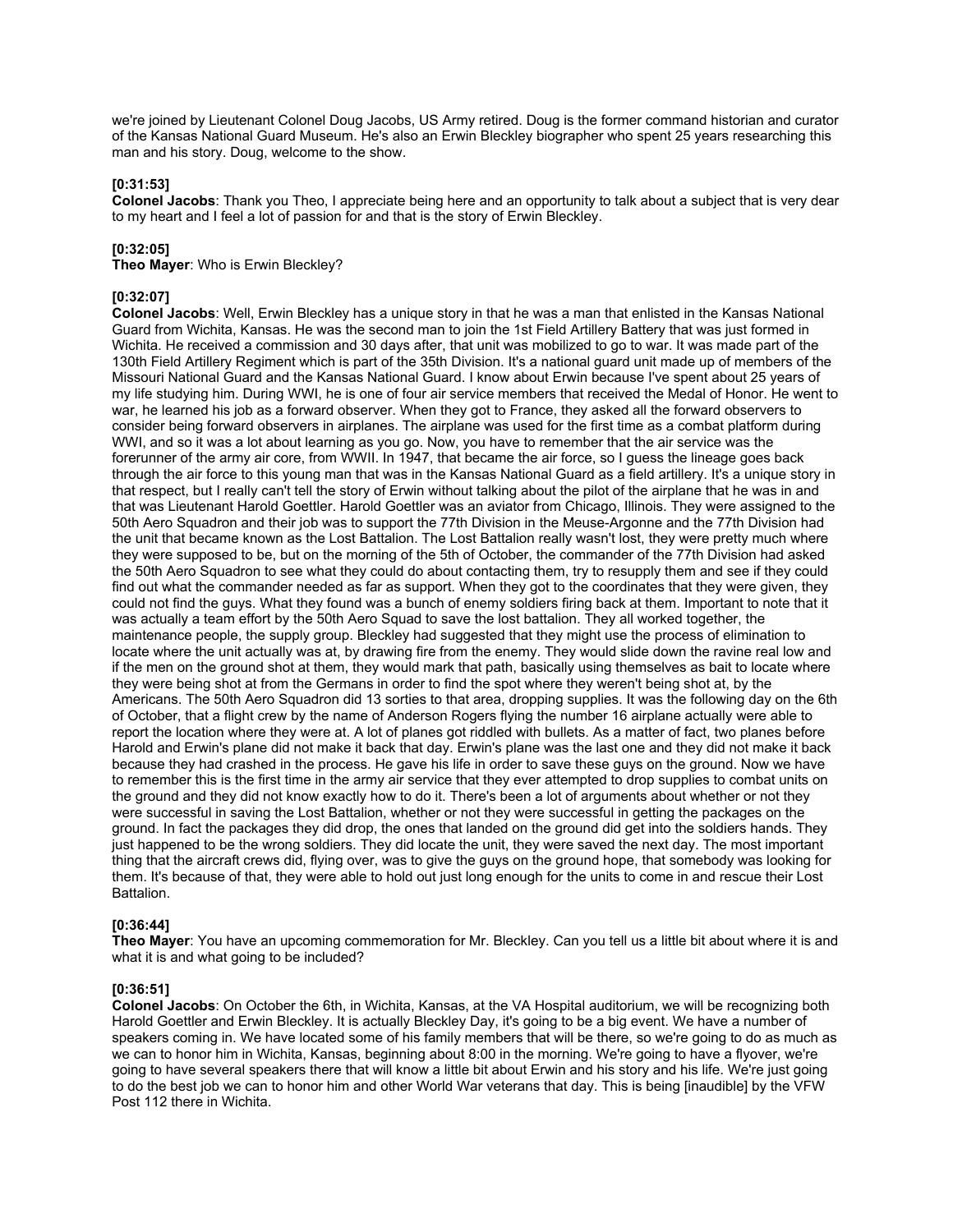we're joined by Lieutenant Colonel Doug Jacobs, US Army retired. Doug is the former command historian and curator of the Kansas National Guard Museum. He's also an Erwin Bleckley biographer who spent 25 years researching this man and his story. Doug, welcome to the show.

**[0:31:53]**
**Colonel Jacobs**: Thank you Theo, I appreciate being here and an opportunity to talk about a subject that is very dear to my heart and I feel a lot of passion for and that is the story of Erwin Bleckley.

**[0:32:05]**
**Theo Mayer**: Who is Erwin Bleckley?

**[0:32:07]**
**Colonel Jacobs**: Well, Erwin Bleckley has a unique story in that he was a man that enlisted in the Kansas National Guard from Wichita, Kansas. He was the second man to join the 1st Field Artillery Battery that was just formed in Wichita. He received a commission and 30 days after, that unit was mobilized to go to war. It was made part of the 130th Field Artillery Regiment which is part of the 35th Division. It's a national guard unit made up of members of the Missouri National Guard and the Kansas National Guard. I know about Erwin because I've spent about 25 years of my life studying him. During WWI, he is one of four air service members that received the Medal of Honor. He went to war, he learned his job as a forward observer. When they got to France, they asked all the forward observers to consider being forward observers in airplanes. The airplane was used for the first time as a combat platform during WWI, and so it was a lot about learning as you go. Now, you have to remember that the air service was the forerunner of the army air core, from WWII. In 1947, that became the air force, so I guess the lineage goes back through the air force to this young man that was in the Kansas National Guard as a field artillery. It's a unique story in that respect, but I really can't tell the story of Erwin without talking about the pilot of the airplane that he was in and that was Lieutenant Harold Goettler. Harold Goettler was an aviator from Chicago, Illinois. They were assigned to the 50th Aero Squadron and their job was to support the 77th Division in the Meuse-Argonne and the 77th Division had the unit that became known as the Lost Battalion. The Lost Battalion really wasn't lost, they were pretty much where they were supposed to be, but on the morning of the 5th of October, the commander of the 77th Division had asked the 50th Aero Squadron to see what they could do about contacting them, try to resupply them and see if they could find out what the commander needed as far as support. When they got to the coordinates that they were given, they could not find the guys. What they found was a bunch of enemy soldiers firing back at them. Important to note that it was actually a team effort by the 50th Aero Squad to save the lost battalion. They all worked together, the maintenance people, the supply group. Bleckley had suggested that they might use the process of elimination to locate where the unit actually was at, by drawing fire from the enemy. They would slide down the ravine real low and if the men on the ground shot at them, they would mark that path, basically using themselves as bait to locate where they were being shot at from the Germans in order to find the spot where they weren't being shot at, by the Americans. The 50th Aero Squadron did 13 sorties to that area, dropping supplies. It was the following day on the 6th of October, that a flight crew by the name of Anderson Rogers flying the number 16 airplane actually were able to report the location where they were at. A lot of planes got riddled with bullets. As a matter of fact, two planes before Harold and Erwin's plane did not make it back that day. Erwin's plane was the last one and they did not make it back because they had crashed in the process. He gave his life in order to save these guys on the ground. Now we have to remember this is the first time in the army air service that they ever attempted to drop supplies to combat units on the ground and they did not know exactly how to do it. There's been a lot of arguments about whether or not they were successful in saving the Lost Battalion, whether or not they were successful in getting the packages on the ground. In fact the packages they did drop, the ones that landed on the ground did get into the soldiers hands. They just happened to be the wrong soldiers. They did locate the unit, they were saved the next day. The most important thing that the aircraft crews did, flying over, was to give the guys on the ground hope, that somebody was looking for them. It's because of that, they were able to hold out just long enough for the units to come in and rescue their Lost Battalion.

**[0:36:44]**
**Theo Mayer**: You have an upcoming commemoration for Mr. Bleckley. Can you tell us a little bit about where it is and what it is and what going to be included?

**[0:36:51]**
**Colonel Jacobs**: On October the 6th, in Wichita, Kansas, at the VA Hospital auditorium, we will be recognizing both Harold Goettler and Erwin Bleckley. It is actually Bleckley Day, it's going to be a big event. We have a number of speakers coming in. We have located some of his family members that will be there, so we're going to do as much as we can to honor him in Wichita, Kansas, beginning about 8:00 in the morning. We're going to have a flyover, we're going to have several speakers there that will know a little bit about Erwin and his story and his life. We're just going to do the best job we can to honor him and other World War veterans that day. This is being [inaudible] by the VFW Post 112 there in Wichita.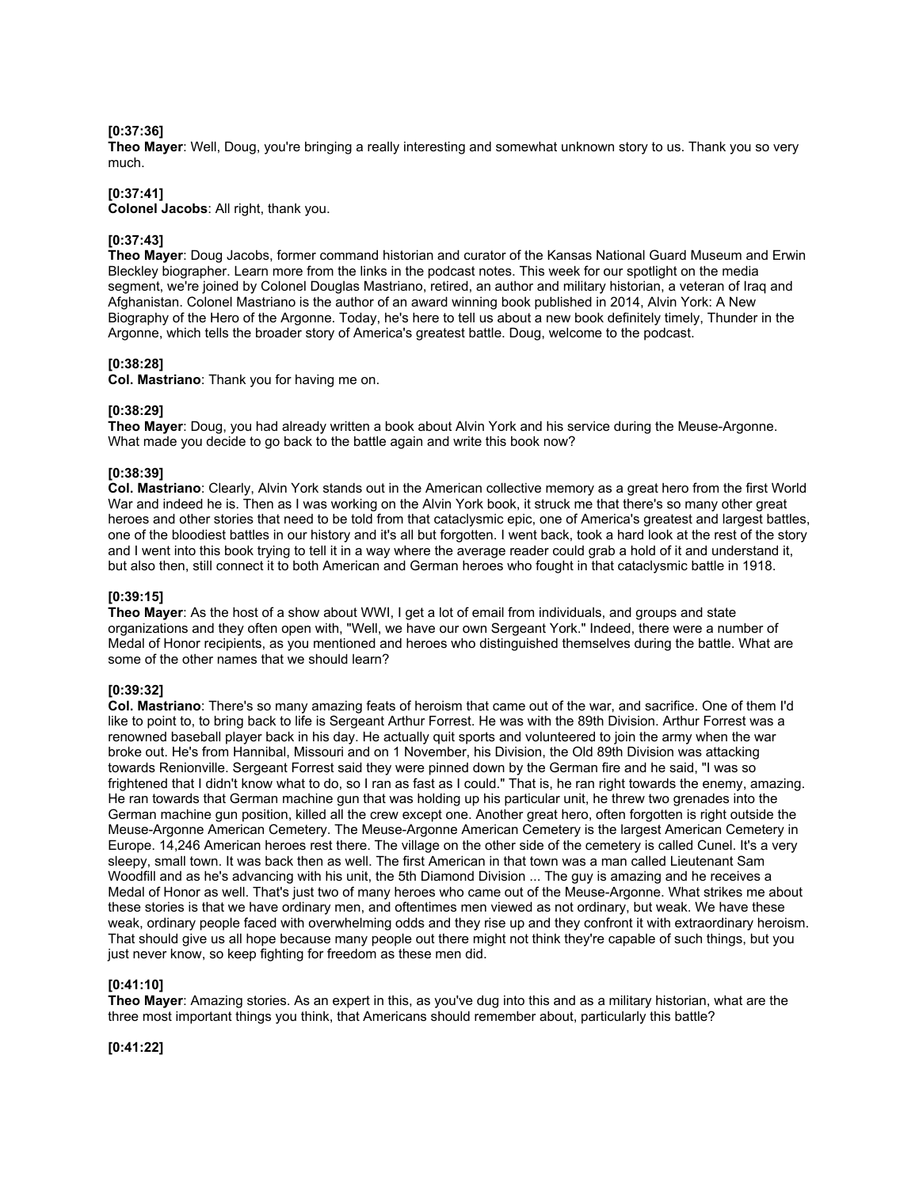**[0:37:36]**
**Theo Mayer**: Well, Doug, you're bringing a really interesting and somewhat unknown story to us. Thank you so very much.

**[0:37:41]**
**Colonel Jacobs**: All right, thank you.

**[0:37:43]**
**Theo Mayer**: Doug Jacobs, former command historian and curator of the Kansas National Guard Museum and Erwin Bleckley biographer. Learn more from the links in the podcast notes. This week for our spotlight on the media segment, we're joined by Colonel Douglas Mastriano, retired, an author and military historian, a veteran of Iraq and Afghanistan. Colonel Mastriano is the author of an award winning book published in 2014, Alvin York: A New Biography of the Hero of the Argonne. Today, he's here to tell us about a new book definitely timely, Thunder in the Argonne, which tells the broader story of America's greatest battle. Doug, welcome to the podcast.

**[0:38:28]**
**Col. Mastriano**: Thank you for having me on.

**[0:38:29]**
**Theo Mayer**: Doug, you had already written a book about Alvin York and his service during the Meuse-Argonne. What made you decide to go back to the battle again and write this book now?

**[0:38:39]**
**Col. Mastriano**: Clearly, Alvin York stands out in the American collective memory as a great hero from the first World War and indeed he is. Then as I was working on the Alvin York book, it struck me that there's so many other great heroes and other stories that need to be told from that cataclysmic epic, one of America's greatest and largest battles, one of the bloodiest battles in our history and it's all but forgotten. I went back, took a hard look at the rest of the story and I went into this book trying to tell it in a way where the average reader could grab a hold of it and understand it, but also then, still connect it to both American and German heroes who fought in that cataclysmic battle in 1918.

**[0:39:15]**
**Theo Mayer**: As the host of a show about WWI, I get a lot of email from individuals, and groups and state organizations and they often open with, "Well, we have our own Sergeant York." Indeed, there were a number of Medal of Honor recipients, as you mentioned and heroes who distinguished themselves during the battle. What are some of the other names that we should learn?

**[0:39:32]**
**Col. Mastriano**: There's so many amazing feats of heroism that came out of the war, and sacrifice. One of them I'd like to point to, to bring back to life is Sergeant Arthur Forrest. He was with the 89th Division. Arthur Forrest was a renowned baseball player back in his day. He actually quit sports and volunteered to join the army when the war broke out. He's from Hannibal, Missouri and on 1 November, his Division, the Old 89th Division was attacking towards Renionville. Sergeant Forrest said they were pinned down by the German fire and he said, "I was so frightened that I didn't know what to do, so I ran as fast as I could." That is, he ran right towards the enemy, amazing. He ran towards that German machine gun that was holding up his particular unit, he threw two grenades into the German machine gun position, killed all the crew except one. Another great hero, often forgotten is right outside the Meuse-Argonne American Cemetery. The Meuse-Argonne American Cemetery is the largest American Cemetery in Europe. 14,246 American heroes rest there. The village on the other side of the cemetery is called Cunel. It's a very sleepy, small town. It was back then as well. The first American in that town was a man called Lieutenant Sam Woodfill and as he's advancing with his unit, the 5th Diamond Division ... The guy is amazing and he receives a Medal of Honor as well. That's just two of many heroes who came out of the Meuse-Argonne. What strikes me about these stories is that we have ordinary men, and oftentimes men viewed as not ordinary, but weak. We have these weak, ordinary people faced with overwhelming odds and they rise up and they confront it with extraordinary heroism. That should give us all hope because many people out there might not think they're capable of such things, but you just never know, so keep fighting for freedom as these men did.

**[0:41:10]**
**Theo Mayer**: Amazing stories. As an expert in this, as you've dug into this and as a military historian, what are the three most important things you think, that Americans should remember about, particularly this battle?

**[0:41:22]**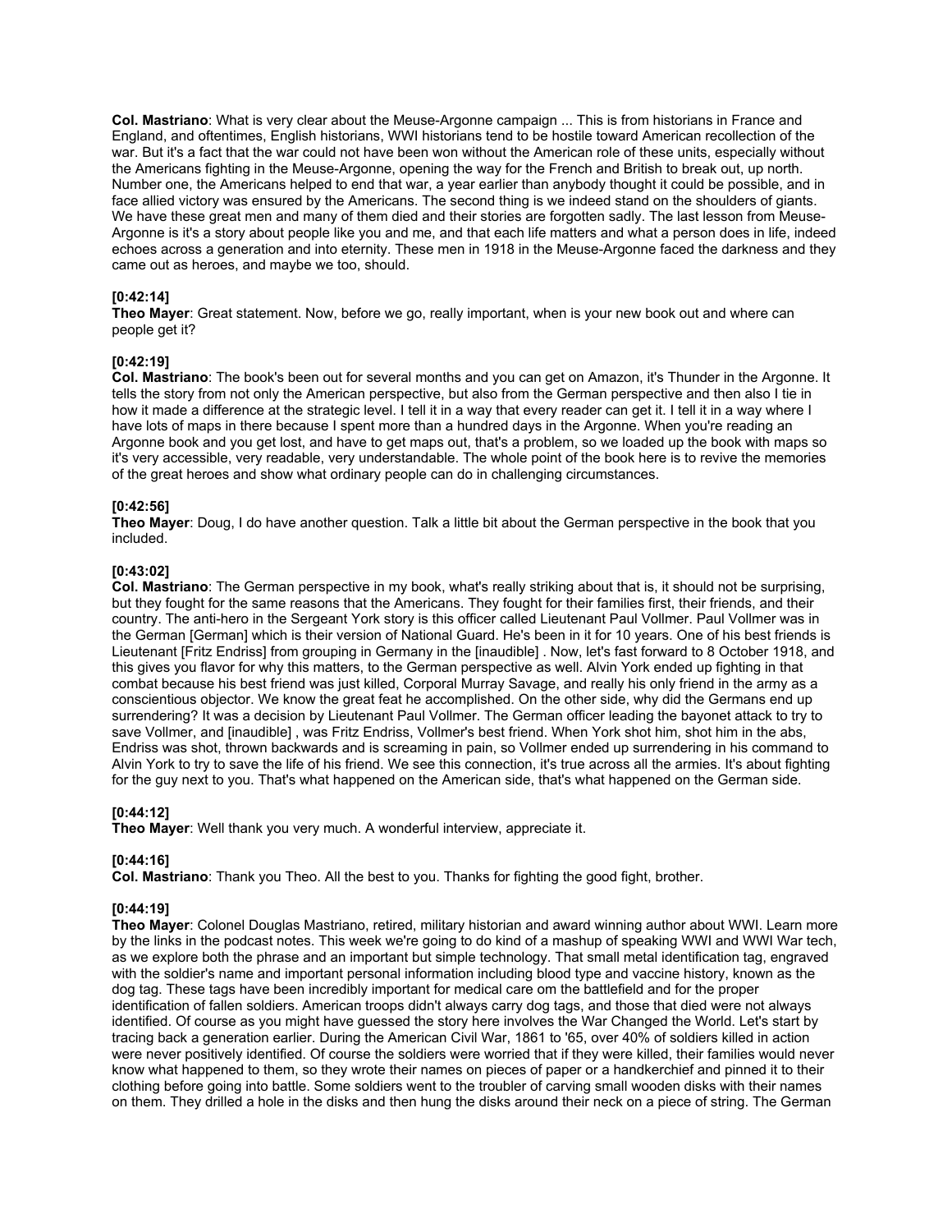**Col. Mastriano**: What is very clear about the Meuse-Argonne campaign ... This is from historians in France and England, and oftentimes, English historians, WWI historians tend to be hostile toward American recollection of the war. But it's a fact that the war could not have been won without the American role of these units, especially without the Americans fighting in the Meuse-Argonne, opening the way for the French and British to break out, up north. Number one, the Americans helped to end that war, a year earlier than anybody thought it could be possible, and in face allied victory was ensured by the Americans. The second thing is we indeed stand on the shoulders of giants. We have these great men and many of them died and their stories are forgotten sadly. The last lesson from Meuse-Argonne is it's a story about people like you and me, and that each life matters and what a person does in life, indeed echoes across a generation and into eternity. These men in 1918 in the Meuse-Argonne faced the darkness and they came out as heroes, and maybe we too, should.

**[0:42:14]**
**Theo Mayer**: Great statement. Now, before we go, really important, when is your new book out and where can people get it?

**[0:42:19]**
**Col. Mastriano**: The book's been out for several months and you can get on Amazon, it's Thunder in the Argonne. It tells the story from not only the American perspective, but also from the German perspective and then also I tie in how it made a difference at the strategic level. I tell it in a way that every reader can get it. I tell it in a way where I have lots of maps in there because I spent more than a hundred days in the Argonne. When you're reading an Argonne book and you get lost, and have to get maps out, that's a problem, so we loaded up the book with maps so it's very accessible, very readable, very understandable. The whole point of the book here is to revive the memories of the great heroes and show what ordinary people can do in challenging circumstances.

**[0:42:56]**
**Theo Mayer**: Doug, I do have another question. Talk a little bit about the German perspective in the book that you included.

**[0:43:02]**
**Col. Mastriano**: The German perspective in my book, what's really striking about that is, it should not be surprising, but they fought for the same reasons that the Americans. They fought for their families first, their friends, and their country. The anti-hero in the Sergeant York story is this officer called Lieutenant Paul Vollmer. Paul Vollmer was in the German [German] which is their version of National Guard. He's been in it for 10 years. One of his best friends is Lieutenant [Fritz Endriss] from grouping in Germany in the [inaudible] . Now, let's fast forward to 8 October 1918, and this gives you flavor for why this matters, to the German perspective as well. Alvin York ended up fighting in that combat because his best friend was just killed, Corporal Murray Savage, and really his only friend in the army as a conscientious objector. We know the great feat he accomplished. On the other side, why did the Germans end up surrendering? It was a decision by Lieutenant Paul Vollmer. The German officer leading the bayonet attack to try to save Vollmer, and [inaudible] , was Fritz Endriss, Vollmer's best friend. When York shot him, shot him in the abs, Endriss was shot, thrown backwards and is screaming in pain, so Vollmer ended up surrendering in his command to Alvin York to try to save the life of his friend. We see this connection, it's true across all the armies. It's about fighting for the guy next to you. That's what happened on the American side, that's what happened on the German side.

**[0:44:12]**
**Theo Mayer**: Well thank you very much. A wonderful interview, appreciate it.

**[0:44:16]**
**Col. Mastriano**: Thank you Theo. All the best to you. Thanks for fighting the good fight, brother.

**[0:44:19]**
**Theo Mayer**: Colonel Douglas Mastriano, retired, military historian and award winning author about WWI. Learn more by the links in the podcast notes. This week we're going to do kind of a mashup of speaking WWI and WWI War tech, as we explore both the phrase and an important but simple technology. That small metal identification tag, engraved with the soldier's name and important personal information including blood type and vaccine history, known as the dog tag. These tags have been incredibly important for medical care om the battlefield and for the proper identification of fallen soldiers. American troops didn't always carry dog tags, and those that died were not always identified. Of course as you might have guessed the story here involves the War Changed the World. Let's start by tracing back a generation earlier. During the American Civil War, 1861 to '65, over 40% of soldiers killed in action were never positively identified. Of course the soldiers were worried that if they were killed, their families would never know what happened to them, so they wrote their names on pieces of paper or a handkerchief and pinned it to their clothing before going into battle. Some soldiers went to the troubler of carving small wooden disks with their names on them. They drilled a hole in the disks and then hung the disks around their neck on a piece of string. The German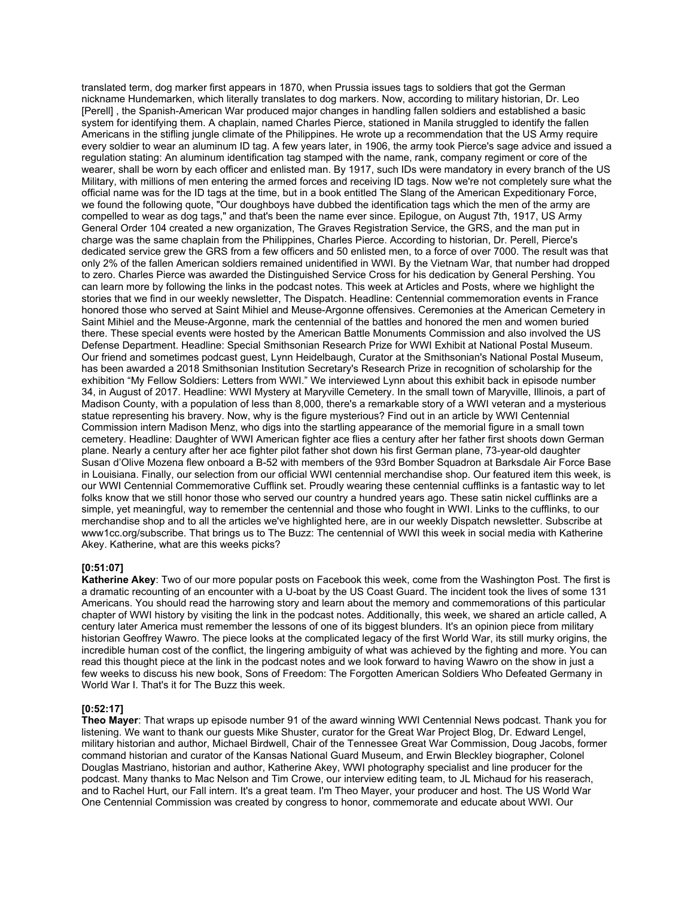translated term, dog marker first appears in 1870, when Prussia issues tags to soldiers that got the German nickname Hundemarken, which literally translates to dog markers. Now, according to military historian, Dr. Leo [Perell] , the Spanish-American War produced major changes in handling fallen soldiers and established a basic system for identifying them. A chaplain, named Charles Pierce, stationed in Manila struggled to identify the fallen Americans in the stifling jungle climate of the Philippines. He wrote up a recommendation that the US Army require every soldier to wear an aluminum ID tag. A few years later, in 1906, the army took Pierce's sage advice and issued a regulation stating: An aluminum identification tag stamped with the name, rank, company regiment or core of the wearer, shall be worn by each officer and enlisted man. By 1917, such IDs were mandatory in every branch of the US Military, with millions of men entering the armed forces and receiving ID tags. Now we're not completely sure what the official name was for the ID tags at the time, but in a book entitled The Slang of the American Expeditionary Force, we found the following quote, "Our doughboys have dubbed the identification tags which the men of the army are compelled to wear as dog tags," and that's been the name ever since. Epilogue, on August 7th, 1917, US Army General Order 104 created a new organization, The Graves Registration Service, the GRS, and the man put in charge was the same chaplain from the Philippines, Charles Pierce. According to historian, Dr. Perell, Pierce's dedicated service grew the GRS from a few officers and 50 enlisted men, to a force of over 7000. The result was that only 2% of the fallen American soldiers remained unidentified in WWI. By the Vietnam War, that number had dropped to zero. Charles Pierce was awarded the Distinguished Service Cross for his dedication by General Pershing. You can learn more by following the links in the podcast notes. This week at Articles and Posts, where we highlight the stories that we find in our weekly newsletter, The Dispatch. Headline: Centennial commemoration events in France honored those who served at Saint Mihiel and Meuse-Argonne offensives. Ceremonies at the American Cemetery in Saint Mihiel and the Meuse-Argonne, mark the centennial of the battles and honored the men and women buried there. These special events were hosted by the American Battle Monuments Commission and also involved the US Defense Department. Headline: Special Smithsonian Research Prize for WWI Exhibit at National Postal Museum. Our friend and sometimes podcast guest, Lynn Heidelbaugh, Curator at the Smithsonian's National Postal Museum, has been awarded a 2018 Smithsonian Institution Secretary's Research Prize in recognition of scholarship for the exhibition "My Fellow Soldiers: Letters from WWI." We interviewed Lynn about this exhibit back in episode number 34, in August of 2017. Headline: WWI Mystery at Maryville Cemetery. In the small town of Maryville, Illinois, a part of Madison County, with a population of less than 8,000, there's a remarkable story of a WWI veteran and a mysterious statue representing his bravery. Now, why is the figure mysterious? Find out in an article by WWI Centennial Commission intern Madison Menz, who digs into the startling appearance of the memorial figure in a small town cemetery. Headline: Daughter of WWI American fighter ace flies a century after her father first shoots down German plane. Nearly a century after her ace fighter pilot father shot down his first German plane, 73-year-old daughter Susan d'Olive Mozena flew onboard a B-52 with members of the 93rd Bomber Squadron at Barksdale Air Force Base in Louisiana. Finally, our selection from our official WWI centennial merchandise shop. Our featured item this week, is our WWI Centennial Commemorative Cufflink set. Proudly wearing these centennial cufflinks is a fantastic way to let folks know that we still honor those who served our country a hundred years ago. These satin nickel cufflinks are a simple, yet meaningful, way to remember the centennial and those who fought in WWI. Links to the cufflinks, to our merchandise shop and to all the articles we've highlighted here, are in our weekly Dispatch newsletter. Subscribe at www1cc.org/subscribe. That brings us to The Buzz: The centennial of WWI this week in social media with Katherine Akey. Katherine, what are this weeks picks?

**[0:51:07]**
**Katherine Akey**: Two of our more popular posts on Facebook this week, come from the Washington Post. The first is a dramatic recounting of an encounter with a U-boat by the US Coast Guard. The incident took the lives of some 131 Americans. You should read the harrowing story and learn about the memory and commemorations of this particular chapter of WWI history by visiting the link in the podcast notes. Additionally, this week, we shared an article called, A century later America must remember the lessons of one of its biggest blunders. It's an opinion piece from military historian Geoffrey Wawro. The piece looks at the complicated legacy of the first World War, its still murky origins, the incredible human cost of the conflict, the lingering ambiguity of what was achieved by the fighting and more. You can read this thought piece at the link in the podcast notes and we look forward to having Wawro on the show in just a few weeks to discuss his new book, Sons of Freedom: The Forgotten American Soldiers Who Defeated Germany in World War I. That's it for The Buzz this week.

**[0:52:17]**
**Theo Mayer**: That wraps up episode number 91 of the award winning WWI Centennial News podcast. Thank you for listening. We want to thank our guests Mike Shuster, curator for the Great War Project Blog, Dr. Edward Lengel, military historian and author, Michael Birdwell, Chair of the Tennessee Great War Commission, Doug Jacobs, former command historian and curator of the Kansas National Guard Museum, and Erwin Bleckley biographer, Colonel Douglas Mastriano, historian and author, Katherine Akey, WWI photography specialist and line producer for the podcast. Many thanks to Mac Nelson and Tim Crowe, our interview editing team, to JL Michaud for his reaserach, and to Rachel Hurt, our Fall intern. It's a great team. I'm Theo Mayer, your producer and host. The US World War One Centennial Commission was created by congress to honor, commemorate and educate about WWI. Our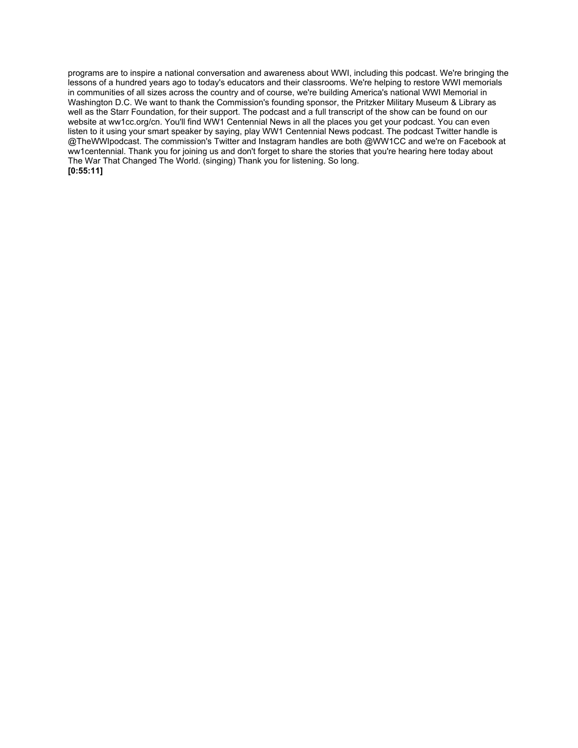programs are to inspire a national conversation and awareness about WWI, including this podcast. We're bringing the lessons of a hundred years ago to today's educators and their classrooms. We're helping to restore WWI memorials in communities of all sizes across the country and of course, we're building America's national WWI Memorial in Washington D.C. We want to thank the Commission's founding sponsor, the Pritzker Military Museum & Library as well as the Starr Foundation, for their support. The podcast and a full transcript of the show can be found on our website at ww1cc.org/cn. You'll find WW1 Centennial News in all the places you get your podcast. You can even listen to it using your smart speaker by saying, play WW1 Centennial News podcast. The podcast Twitter handle is @TheWWIpodcast. The commission's Twitter and Instagram handles are both @WW1CC and we're on Facebook at ww1centennial. Thank you for joining us and don't forget to share the stories that you're hearing here today about The War That Changed The World. (singing) Thank you for listening. So long.

**[0:55:11]**